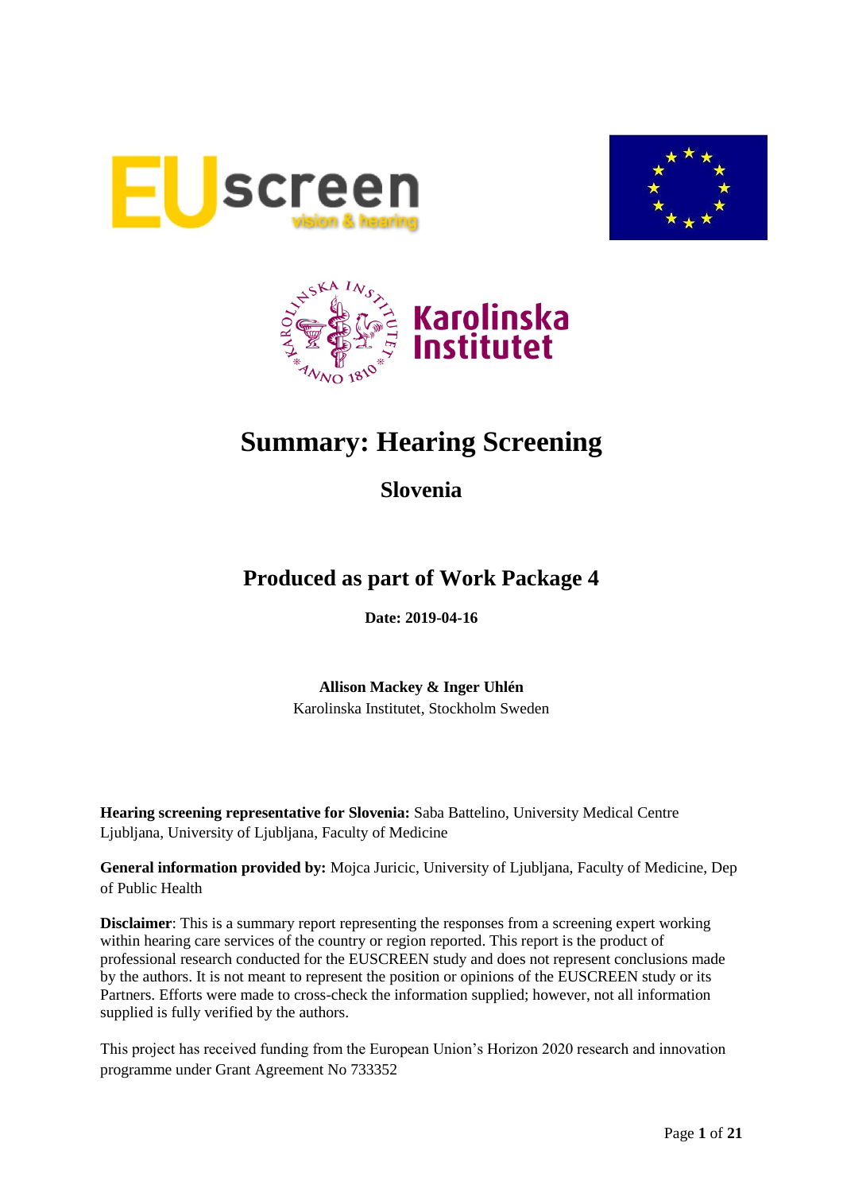# Summary: Hearing Screening

## Slovenia

## Produced as part of Work Package 4

**Date: 2019-04-16**

**Allison Mackey & Inger Uhlén**
Karolinska Institutet, Stockholm Sweden

**Hearing screening representative for Slovenia:** Saba Battelino, University Medical Centre Ljubljana, University of Ljubljana, Faculty of Medicine

**General information provided by:** Mojca Juricic, University of Ljubljana, Faculty of Medicine, Dep of Public Health

**Disclaimer**: This is a summary report representing the responses from a screening expert working within hearing care services of the country or region reported. This report is the product of professional research conducted for the EUSCREEN study and does not represent conclusions made by the authors. It is not meant to represent the position or opinions of the EUSCREEN study or its Partners. Efforts were made to cross-check the information supplied; however, not all information supplied is fully verified by the authors.

This project has received funding from the European Union's Horizon 2020 research and innovation programme under Grant Agreement No 733352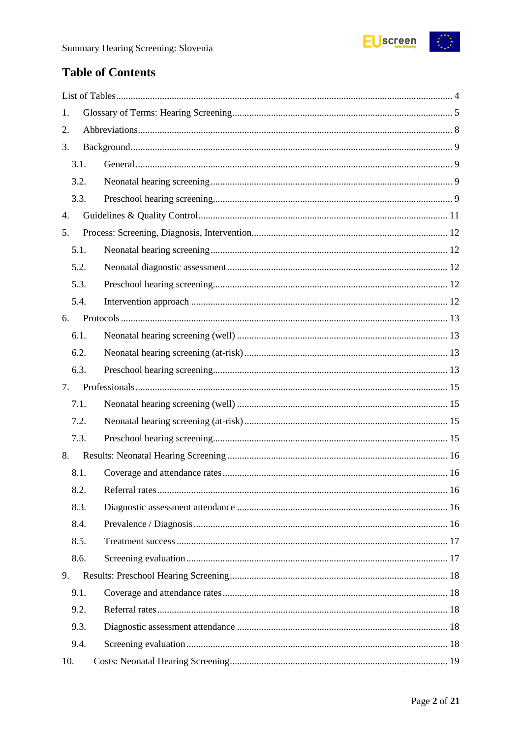# Table of Contents

List of Tables ........................................................................................................................ 4

1. Glossary of Terms: Hearing Screening ................................................................................. 5
2. Abbreviations ................................................................................................................... 8
3. Background ...................................................................................................................... 9
   - 3.1. General ...................................................................................................................... 9
   - 3.2. Neonatal hearing screening ......................................................................................... 9
   - 3.3. Preschool hearing screening ........................................................................................ 9
4. Guidelines & Quality Control .............................................................................................. 11
5. Process: Screening, Diagnosis, Intervention ......................................................................... 12
   - 5.1. Neonatal hearing screening ......................................................................................... 12
   - 5.2. Neonatal diagnostic assessment .................................................................................. 12
   - 5.3. Preschool hearing screening ........................................................................................ 12
   - 5.4. Intervention approach ................................................................................................ 12
6. Protocols .......................................................................................................................... 13
   - 6.1. Neonatal hearing screening (well) ................................................................................ 13
   - 6.2. Neonatal hearing screening (at-risk) ............................................................................ 13
   - 6.3. Preschool hearing screening ........................................................................................ 13
7. Professionals ..................................................................................................................... 15
   - 7.1. Neonatal hearing screening (well) ................................................................................ 15
   - 7.2. Neonatal hearing screening (at-risk) ............................................................................ 15
   - 7.3. Preschool hearing screening ........................................................................................ 15
8. Results: Neonatal Hearing Screening ................................................................................... 16
   - 8.1. Coverage and attendance rates .................................................................................... 16
   - 8.2. Referral rates ............................................................................................................. 16
   - 8.3. Diagnostic assessment attendance ............................................................................... 16
   - 8.4. Prevalence / Diagnosis ................................................................................................ 16
   - 8.5. Treatment success ...................................................................................................... 17
   - 8.6. Screening evaluation ................................................................................................... 17
9. Results: Preschool Hearing Screening .................................................................................. 18
   - 9.1. Coverage and attendance rates .................................................................................... 18
   - 9.2. Referral rates ............................................................................................................. 18
   - 9.3. Diagnostic assessment attendance ............................................................................... 18
   - 9.4. Screening evaluation ................................................................................................... 18
10. Costs: Neonatal Hearing Screening ..................................................................................... 19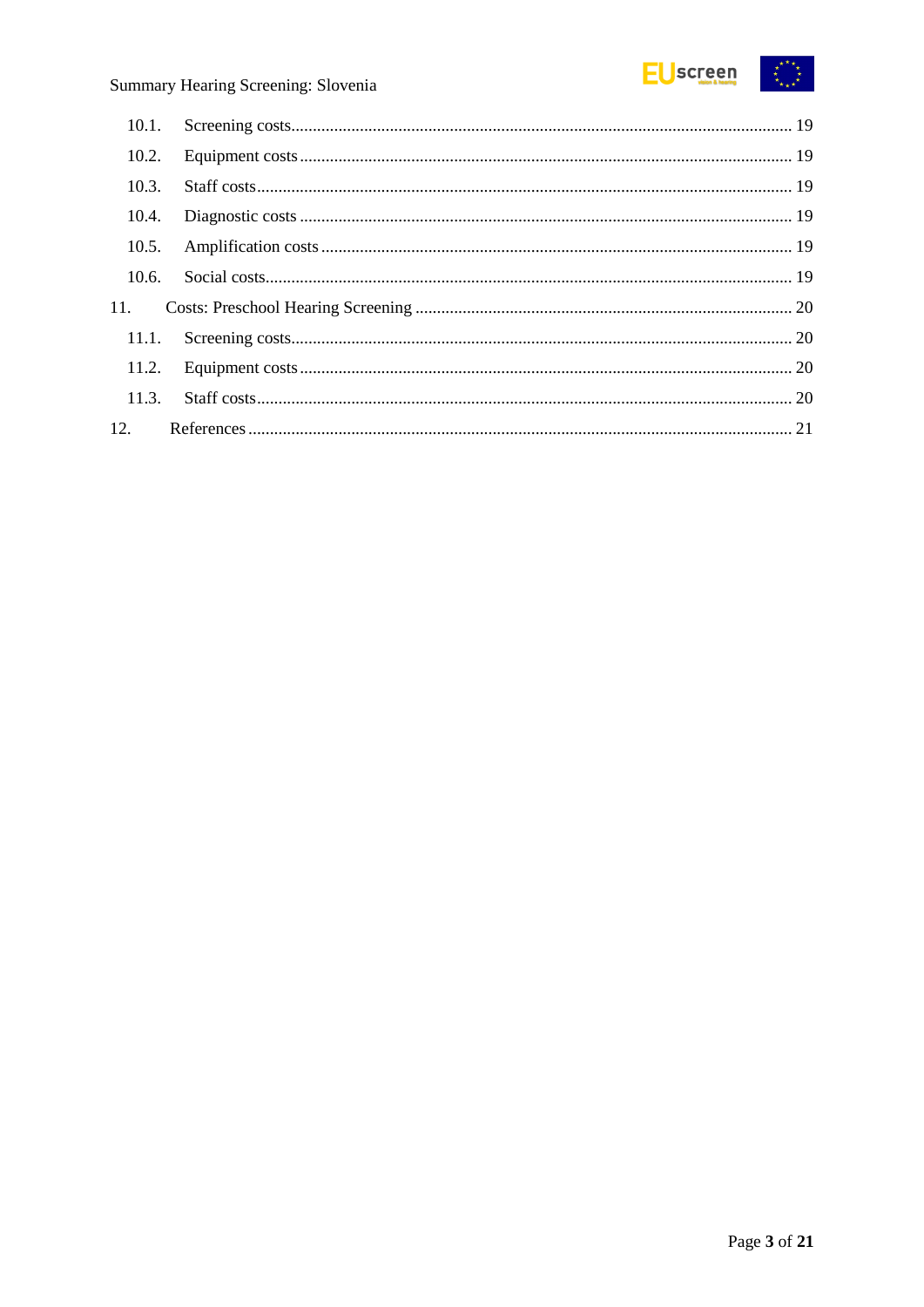- 10.1. Screening costs ..... 19
- 10.2. Equipment costs ..... 19
- 10.3. Staff costs ..... 19
- 10.4. Diagnostic costs ..... 19
- 10.5. Amplification costs ..... 19
- 10.6. Social costs ..... 19

11. Costs: Preschool Hearing Screening ..... 20
- 11.1. Screening costs ..... 20
- 11.2. Equipment costs ..... 20
- 11.3. Staff costs ..... 20

12. References ..... 21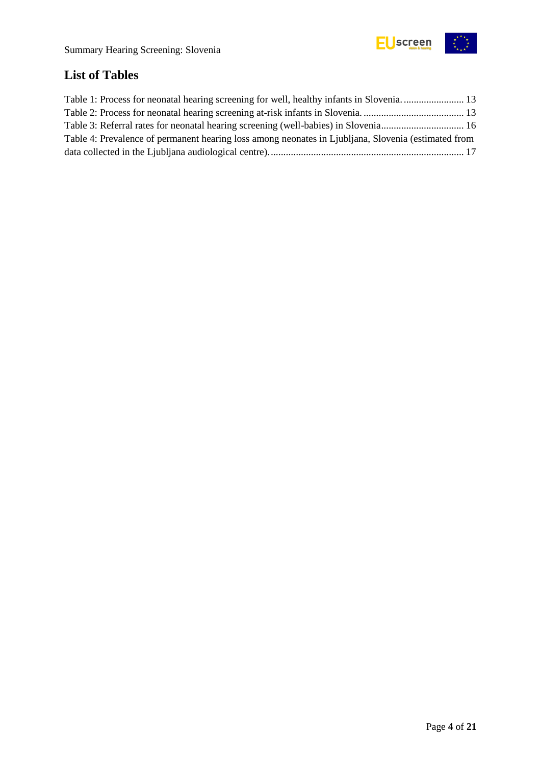## List of Tables

Table 1: Process for neonatal hearing screening for well, healthy infants in Slovenia. ........................ 13
Table 2: Process for neonatal hearing screening at-risk infants in Slovenia. ........................................ 13
Table 3: Referral rates for neonatal hearing screening (well-babies) in Slovenia................................. 16
Table 4: Prevalence of permanent hearing loss among neonates in Ljubljana, Slovenia (estimated from data collected in the Ljubljana audiological centre). ............................................................................ 17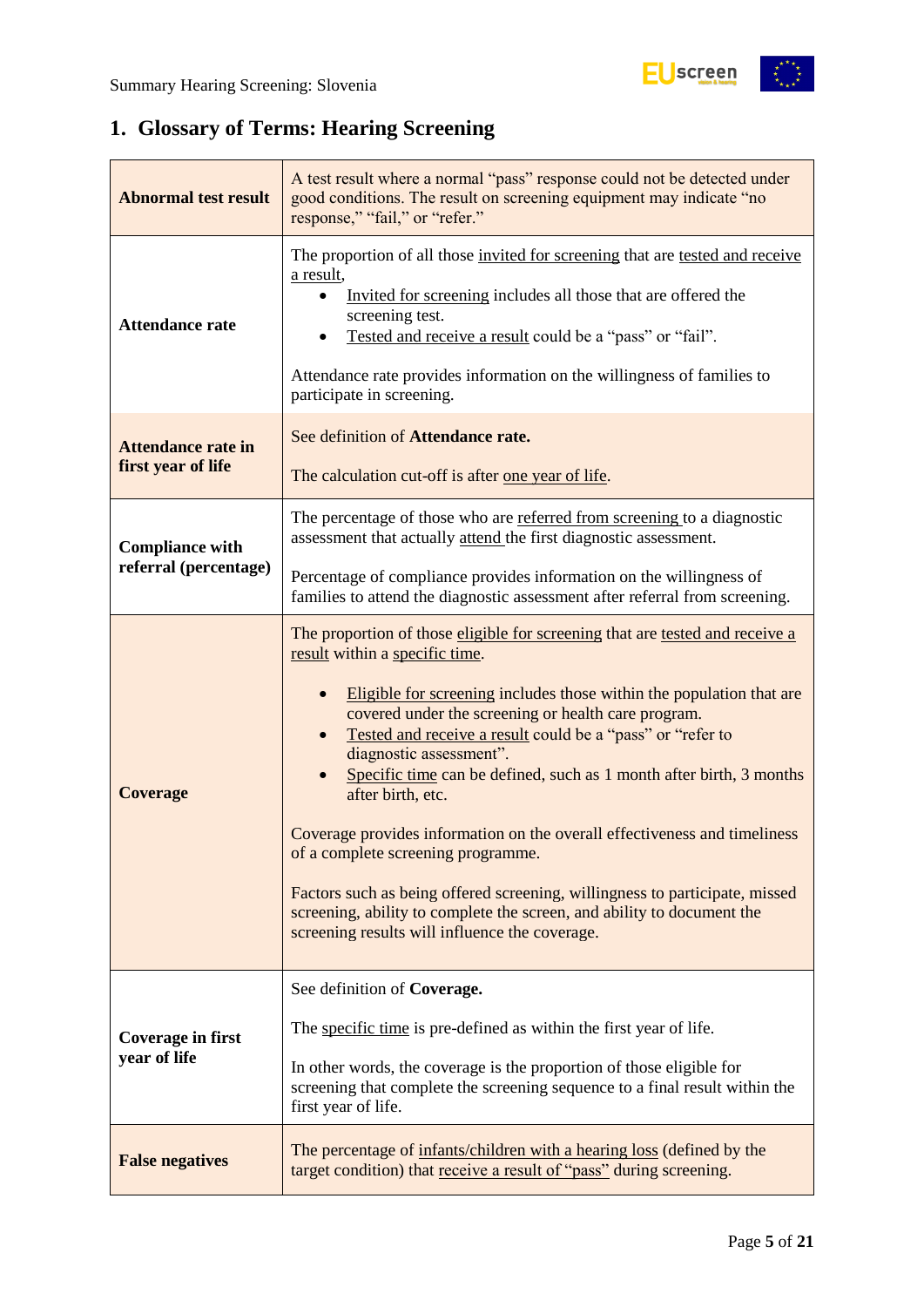## 1. Glossary of Terms: Hearing Screening

| | |
|---|---|
| **Abnormal test result** | A test result where a normal "pass" response could not be detected under good conditions. The result on screening equipment may indicate "no response," "fail," or "refer." |
| **Attendance rate** | The proportion of all those invited for screening that are tested and receive a result,<br>• Invited for screening includes all those that are offered the screening test.<br>• Tested and receive a result could be a "pass" or "fail".<br><br>Attendance rate provides information on the willingness of families to participate in screening. |
| **Attendance rate in first year of life** | See definition of **Attendance rate.**<br><br>The calculation cut-off is after one year of life. |
| **Compliance with referral (percentage)** | The percentage of those who are referred from screening to a diagnostic assessment that actually attend the first diagnostic assessment.<br><br>Percentage of compliance provides information on the willingness of families to attend the diagnostic assessment after referral from screening. |
| **Coverage** | The proportion of those eligible for screening that are tested and receive a result within a specific time.<br><br>• Eligible for screening includes those within the population that are covered under the screening or health care program.<br>• Tested and receive a result could be a "pass" or "refer to diagnostic assessment".<br>• Specific time can be defined, such as 1 month after birth, 3 months after birth, etc.<br><br>Coverage provides information on the overall effectiveness and timeliness of a complete screening programme.<br><br>Factors such as being offered screening, willingness to participate, missed screening, ability to complete the screen, and ability to document the screening results will influence the coverage. |
| **Coverage in first year of life** | See definition of **Coverage.**<br><br>The specific time is pre-defined as within the first year of life.<br><br>In other words, the coverage is the proportion of those eligible for screening that complete the screening sequence to a final result within the first year of life. |
| **False negatives** | The percentage of infants/children with a hearing loss (defined by the target condition) that receive a result of "pass" during screening. |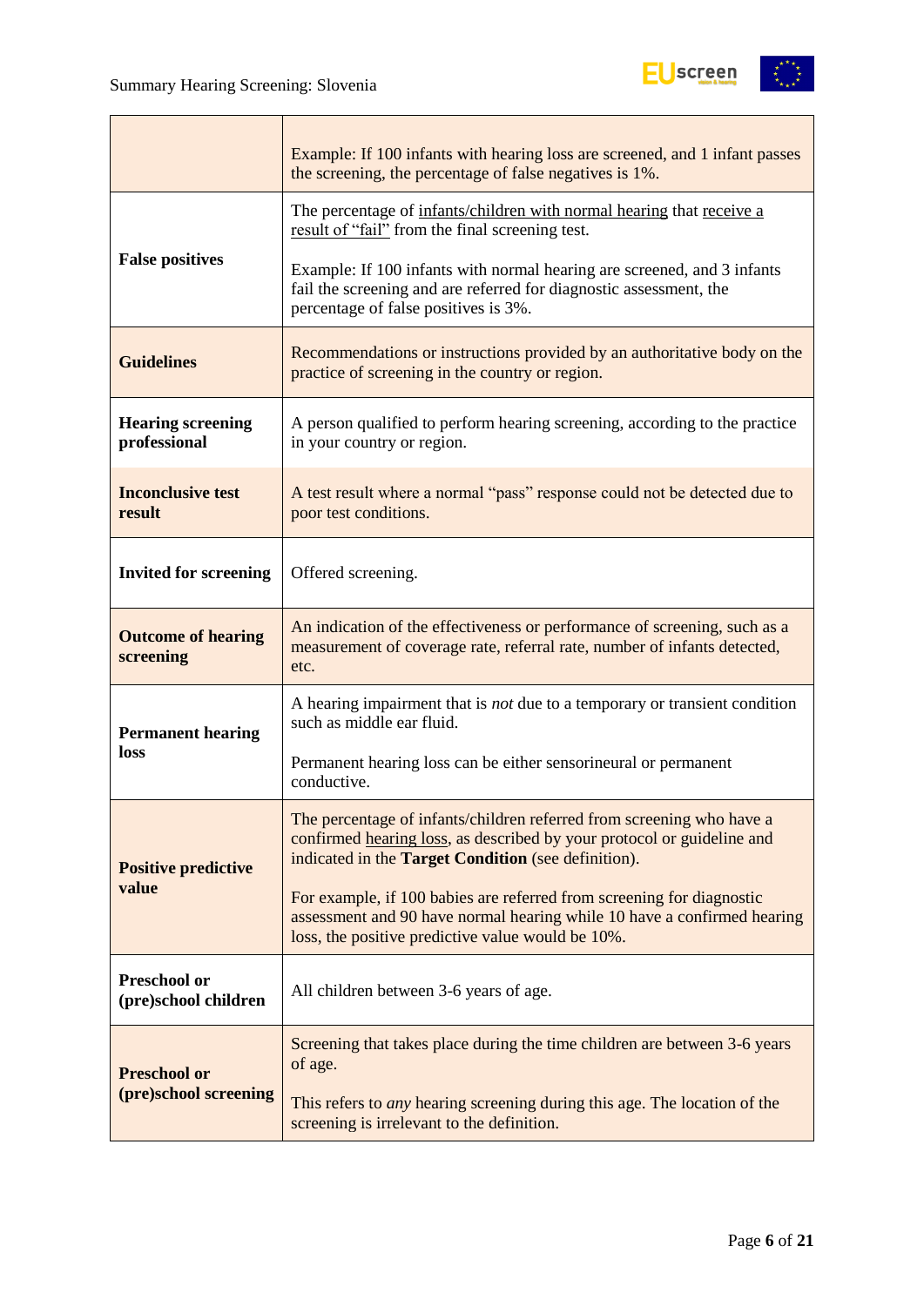| | |
|---|---|
| | Example: If 100 infants with hearing loss are screened, and 1 infant passes the screening, the percentage of false negatives is 1%. |
| **False positives** | The percentage of infants/children with normal hearing that receive a result of "fail" from the final screening test.<br><br>Example: If 100 infants with normal hearing are screened, and 3 infants fail the screening and are referred for diagnostic assessment, the percentage of false positives is 3%. |
| **Guidelines** | Recommendations or instructions provided by an authoritative body on the practice of screening in the country or region. |
| **Hearing screening professional** | A person qualified to perform hearing screening, according to the practice in your country or region. |
| **Inconclusive test result** | A test result where a normal "pass" response could not be detected due to poor test conditions. |
| **Invited for screening** | Offered screening. |
| **Outcome of hearing screening** | An indication of the effectiveness or performance of screening, such as a measurement of coverage rate, referral rate, number of infants detected, etc. |
| **Permanent hearing loss** | A hearing impairment that is *not* due to a temporary or transient condition such as middle ear fluid.<br><br>Permanent hearing loss can be either sensorineural or permanent conductive. |
| **Positive predictive value** | The percentage of infants/children referred from screening who have a confirmed hearing loss, as described by your protocol or guideline and indicated in the **Target Condition** (see definition).<br><br>For example, if 100 babies are referred from screening for diagnostic assessment and 90 have normal hearing while 10 have a confirmed hearing loss, the positive predictive value would be 10%. |
| **Preschool or (pre)school children** | All children between 3-6 years of age. |
| **Preschool or (pre)school screening** | Screening that takes place during the time children are between 3-6 years of age.<br><br>This refers to *any* hearing screening during this age. The location of the screening is irrelevant to the definition. |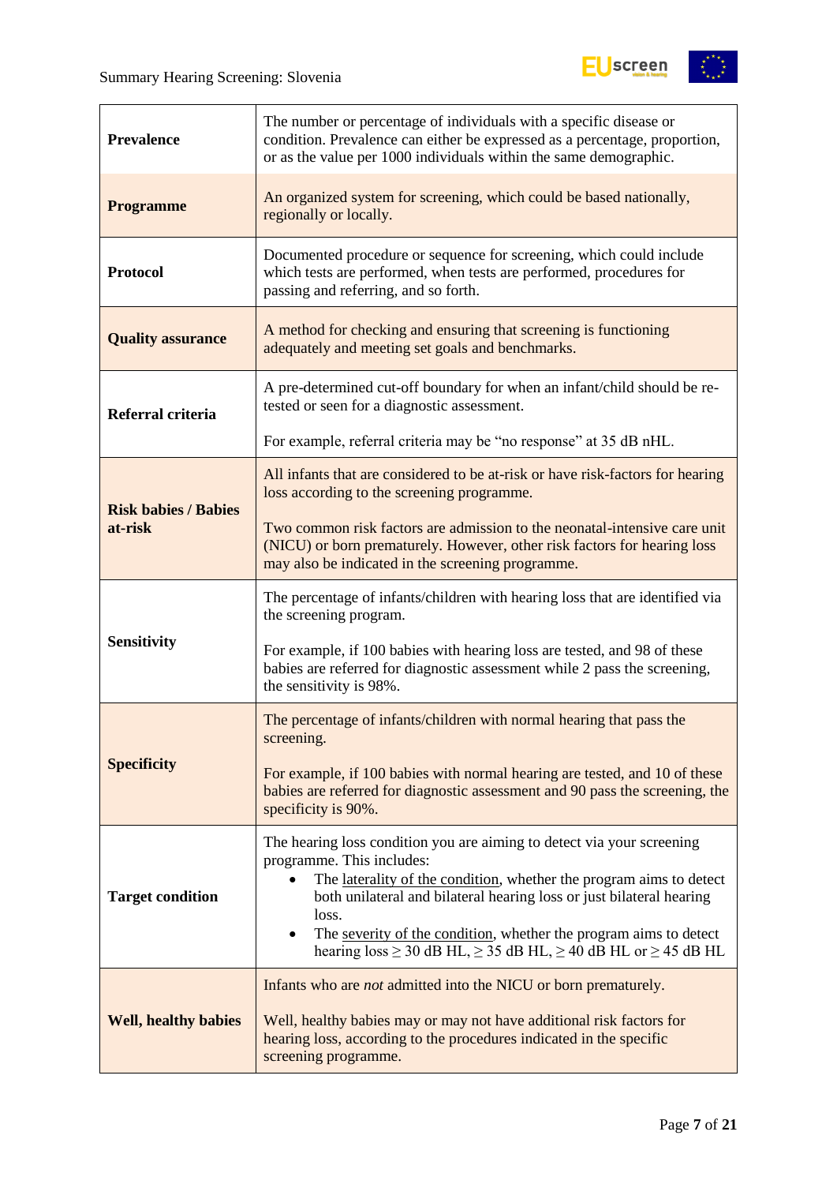| | |
|---|---|
| **Prevalence** | The number or percentage of individuals with a specific disease or condition. Prevalence can either be expressed as a percentage, proportion, or as the value per 1000 individuals within the same demographic. |
| **Programme** | An organized system for screening, which could be based nationally, regionally or locally. |
| **Protocol** | Documented procedure or sequence for screening, which could include which tests are performed, when tests are performed, procedures for passing and referring, and so forth. |
| **Quality assurance** | A method for checking and ensuring that screening is functioning adequately and meeting set goals and benchmarks. |
| **Referral criteria** | A pre-determined cut-off boundary for when an infant/child should be re-tested or seen for a diagnostic assessment.<br><br>For example, referral criteria may be "no response" at 35 dB nHL. |
| **Risk babies / Babies at-risk** | All infants that are considered to be at-risk or have risk-factors for hearing loss according to the screening programme.<br><br>Two common risk factors are admission to the neonatal-intensive care unit (NICU) or born prematurely. However, other risk factors for hearing loss may also be indicated in the screening programme. |
| **Sensitivity** | The percentage of infants/children with hearing loss that are identified via the screening program.<br><br>For example, if 100 babies with hearing loss are tested, and 98 of these babies are referred for diagnostic assessment while 2 pass the screening, the sensitivity is 98%. |
| **Specificity** | The percentage of infants/children with normal hearing that pass the screening.<br><br>For example, if 100 babies with normal hearing are tested, and 10 of these babies are referred for diagnostic assessment and 90 pass the screening, the specificity is 90%. |
| **Target condition** | The hearing loss condition you are aiming to detect via your screening programme. This includes:<br>• The laterality of the condition, whether the program aims to detect both unilateral and bilateral hearing loss or just bilateral hearing loss.<br>• The severity of the condition, whether the program aims to detect hearing loss ≥ 30 dB HL, ≥ 35 dB HL, ≥ 40 dB HL or ≥ 45 dB HL |
| **Well, healthy babies** | Infants who are *not* admitted into the NICU or born prematurely.<br><br>Well, healthy babies may or may not have additional risk factors for hearing loss, according to the procedures indicated in the specific screening programme. |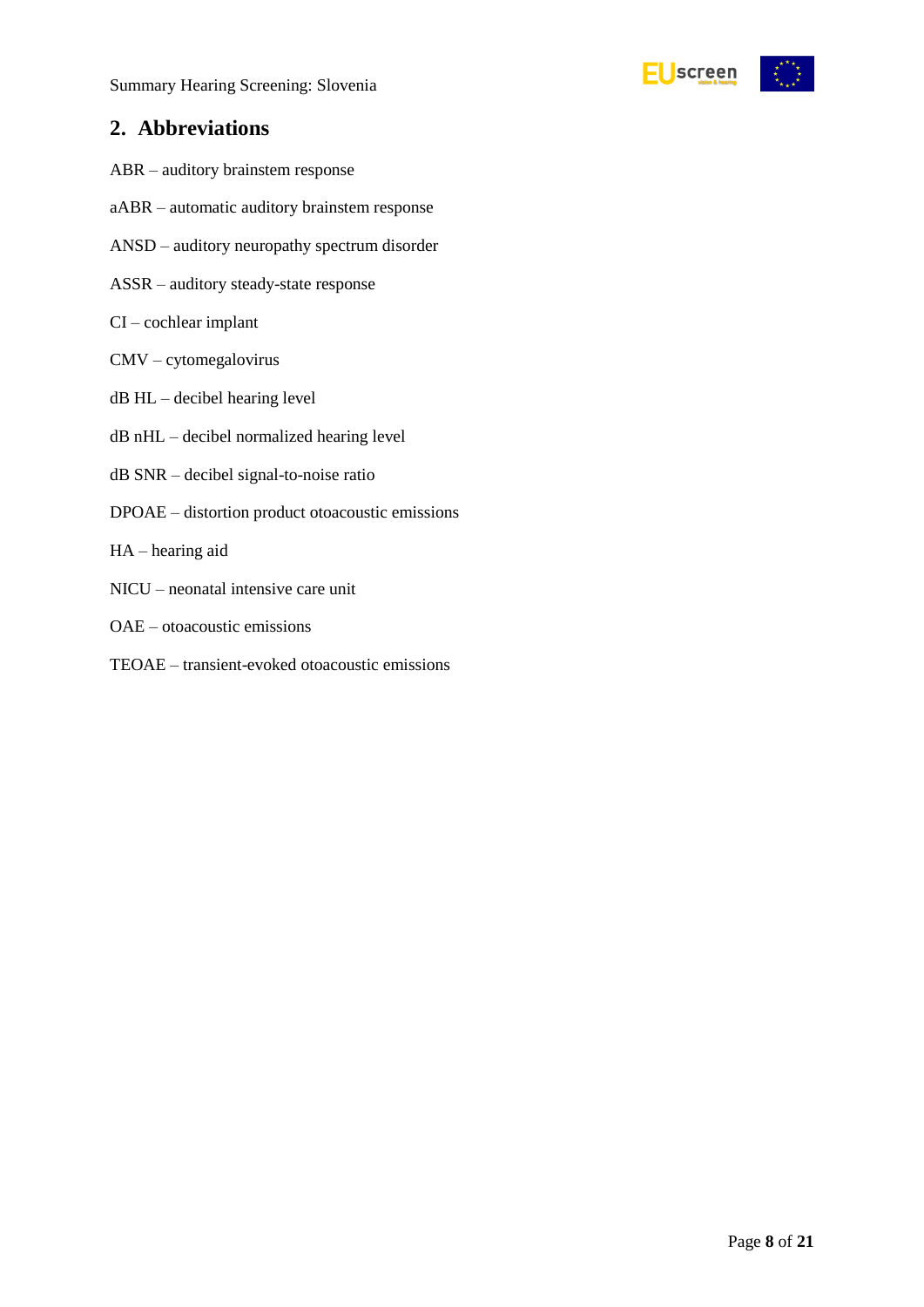## 2. Abbreviations

ABR – auditory brainstem response

aABR – automatic auditory brainstem response

ANSD – auditory neuropathy spectrum disorder

ASSR – auditory steady-state response

CI – cochlear implant

CMV – cytomegalovirus

dB HL – decibel hearing level

dB nHL – decibel normalized hearing level

dB SNR – decibel signal-to-noise ratio

DPOAE – distortion product otoacoustic emissions

HA – hearing aid

NICU – neonatal intensive care unit

OAE – otoacoustic emissions

TEOAE – transient-evoked otoacoustic emissions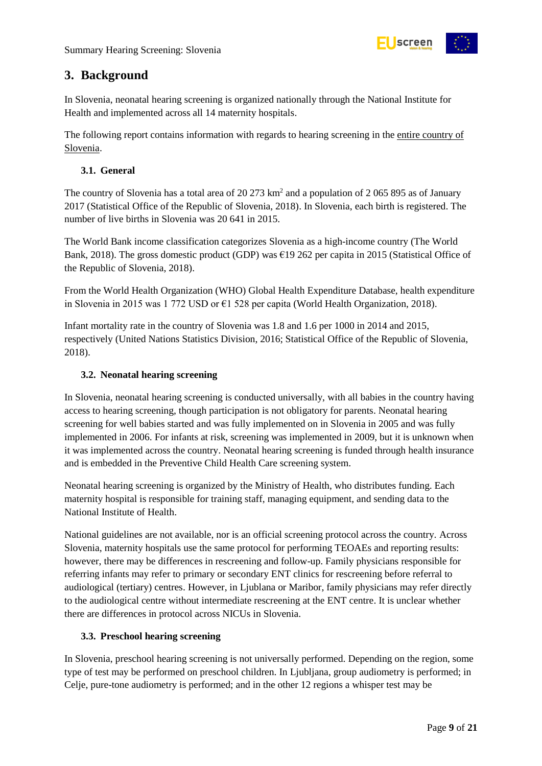# 3. Background

In Slovenia, neonatal hearing screening is organized nationally through the National Institute for Health and implemented across all 14 maternity hospitals.

The following report contains information with regards to hearing screening in the entire country of Slovenia.

## 3.1. General

The country of Slovenia has a total area of 20 273 km$^2$ and a population of 2 065 895 as of January 2017 (Statistical Office of the Republic of Slovenia, 2018). In Slovenia, each birth is registered. The number of live births in Slovenia was 20 641 in 2015.

The World Bank income classification categorizes Slovenia as a high-income country (The World Bank, 2018). The gross domestic product (GDP) was €19 262 per capita in 2015 (Statistical Office of the Republic of Slovenia, 2018).

From the World Health Organization (WHO) Global Health Expenditure Database, health expenditure in Slovenia in 2015 was 1 772 USD or €1 528 per capita (World Health Organization, 2018).

Infant mortality rate in the country of Slovenia was 1.8 and 1.6 per 1000 in 2014 and 2015, respectively (United Nations Statistics Division, 2016; Statistical Office of the Republic of Slovenia, 2018).

## 3.2. Neonatal hearing screening

In Slovenia, neonatal hearing screening is conducted universally, with all babies in the country having access to hearing screening, though participation is not obligatory for parents. Neonatal hearing screening for well babies started and was fully implemented on in Slovenia in 2005 and was fully implemented in 2006. For infants at risk, screening was implemented in 2009, but it is unknown when it was implemented across the country. Neonatal hearing screening is funded through health insurance and is embedded in the Preventive Child Health Care screening system.

Neonatal hearing screening is organized by the Ministry of Health, who distributes funding. Each maternity hospital is responsible for training staff, managing equipment, and sending data to the National Institute of Health.

National guidelines are not available, nor is an official screening protocol across the country. Across Slovenia, maternity hospitals use the same protocol for performing TEOAEs and reporting results: however, there may be differences in rescreening and follow-up. Family physicians responsible for referring infants may refer to primary or secondary ENT clinics for rescreening before referral to audiological (tertiary) centres. However, in Ljublana or Maribor, family physicians may refer directly to the audiological centre without intermediate rescreening at the ENT centre. It is unclear whether there are differences in protocol across NICUs in Slovenia.

## 3.3. Preschool hearing screening

In Slovenia, preschool hearing screening is not universally performed. Depending on the region, some type of test may be performed on preschool children. In Ljubljana, group audiometry is performed; in Celje, pure-tone audiometry is performed; and in the other 12 regions a whisper test may be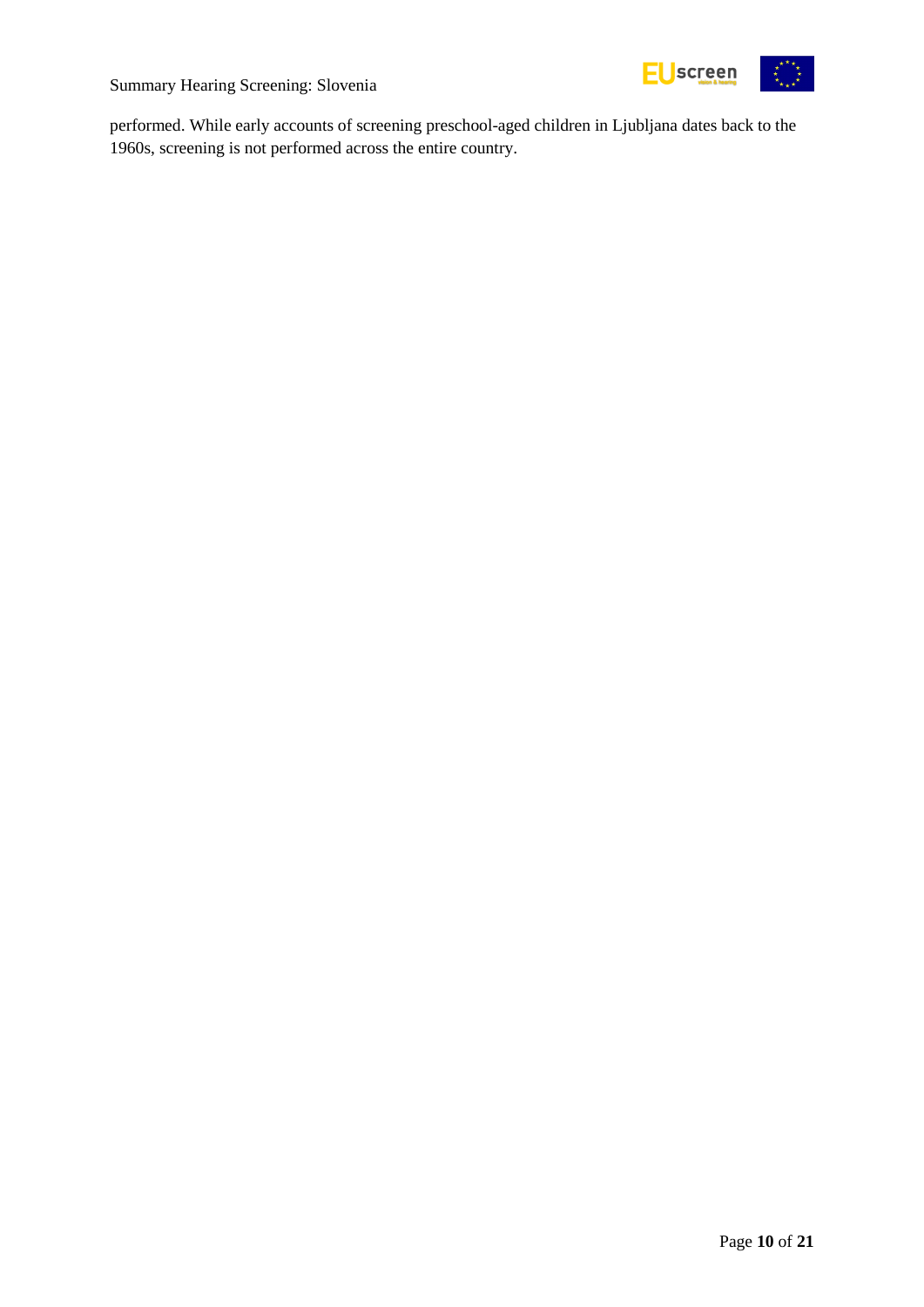performed. While early accounts of screening preschool-aged children in Ljubljana dates back to the 1960s, screening is not performed across the entire country.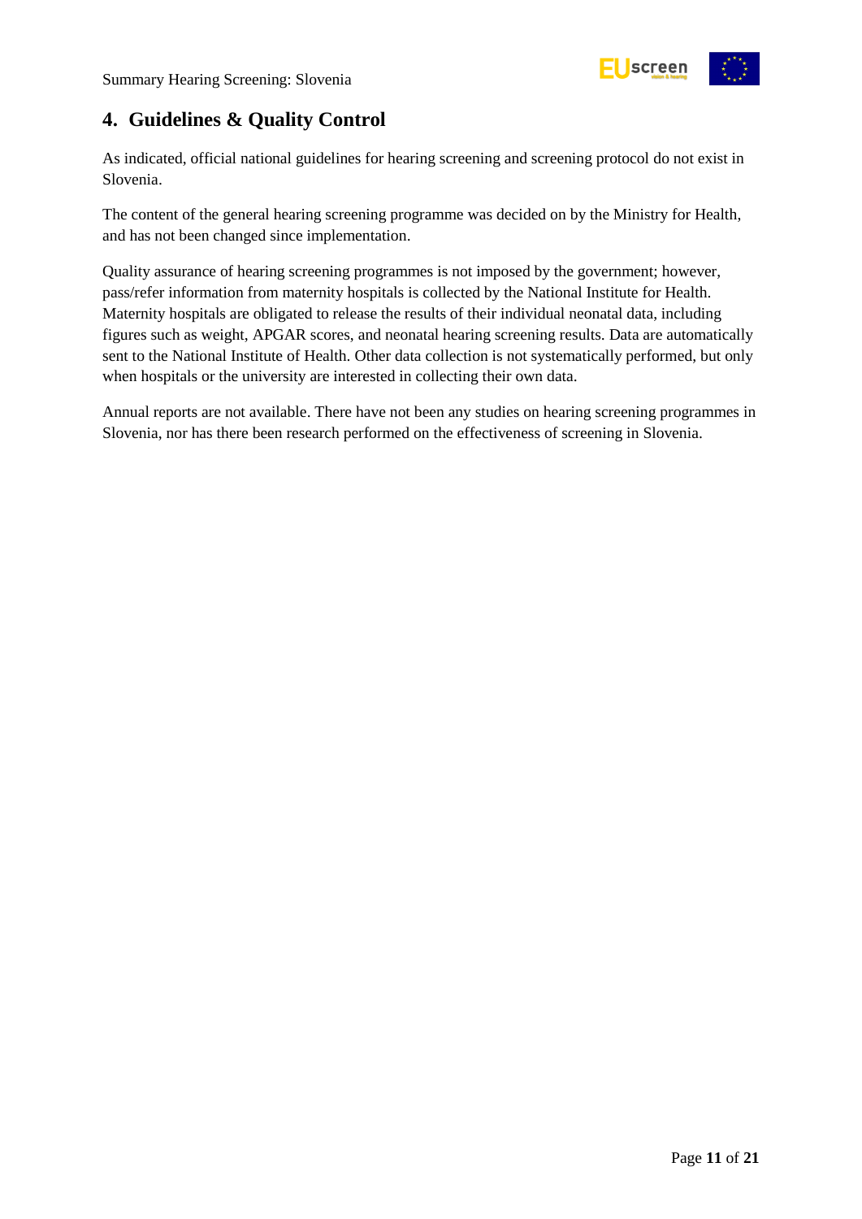## 4. Guidelines & Quality Control

As indicated, official national guidelines for hearing screening and screening protocol do not exist in Slovenia.

The content of the general hearing screening programme was decided on by the Ministry for Health, and has not been changed since implementation.

Quality assurance of hearing screening programmes is not imposed by the government; however, pass/refer information from maternity hospitals is collected by the National Institute for Health. Maternity hospitals are obligated to release the results of their individual neonatal data, including figures such as weight, APGAR scores, and neonatal hearing screening results. Data are automatically sent to the National Institute of Health. Other data collection is not systematically performed, but only when hospitals or the university are interested in collecting their own data.

Annual reports are not available. There have not been any studies on hearing screening programmes in Slovenia, nor has there been research performed on the effectiveness of screening in Slovenia.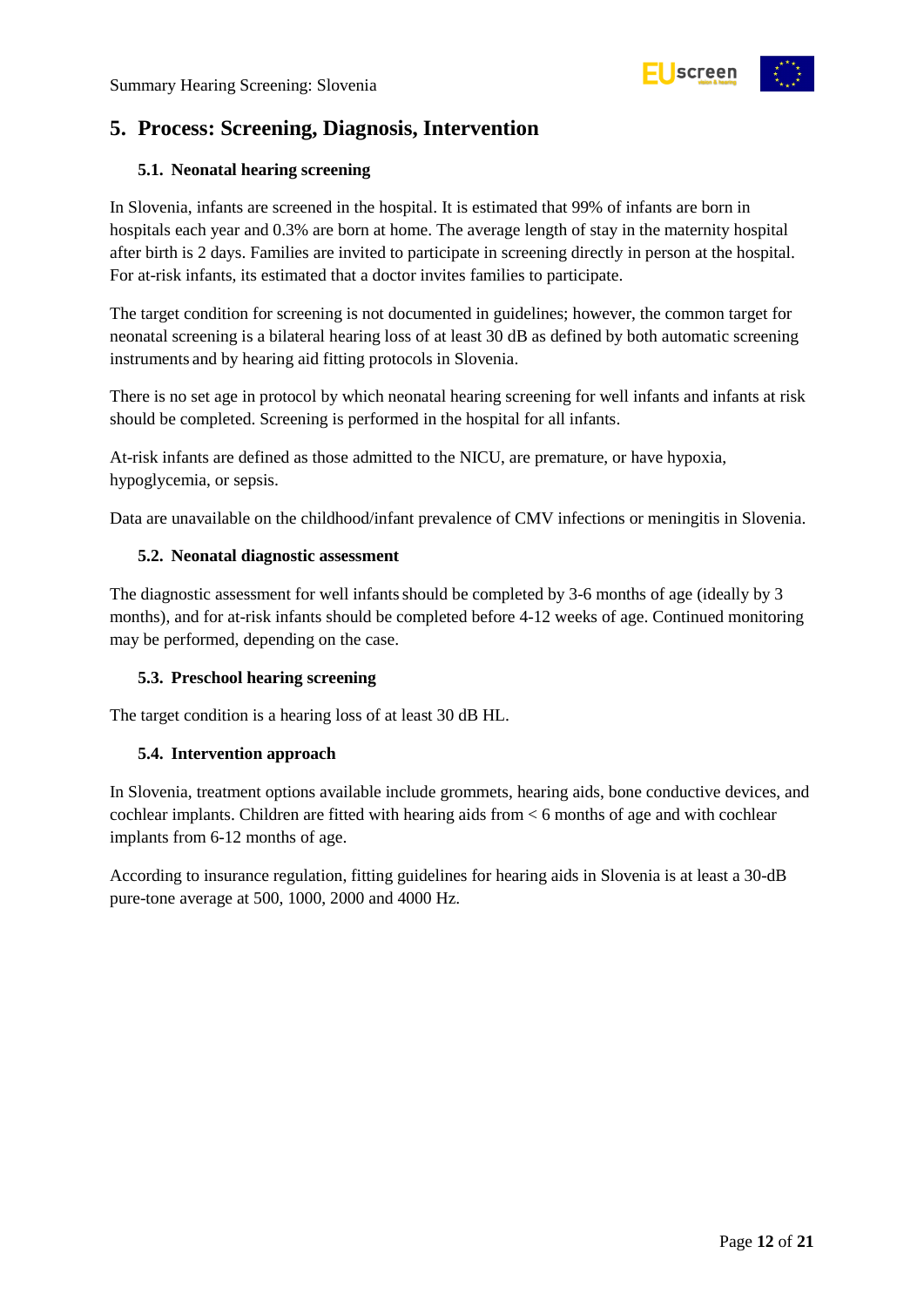## 5. Process: Screening, Diagnosis, Intervention

### 5.1. Neonatal hearing screening

In Slovenia, infants are screened in the hospital. It is estimated that 99% of infants are born in hospitals each year and 0.3% are born at home. The average length of stay in the maternity hospital after birth is 2 days. Families are invited to participate in screening directly in person at the hospital. For at-risk infants, its estimated that a doctor invites families to participate.

The target condition for screening is not documented in guidelines; however, the common target for neonatal screening is a bilateral hearing loss of at least 30 dB as defined by both automatic screening instruments and by hearing aid fitting protocols in Slovenia.

There is no set age in protocol by which neonatal hearing screening for well infants and infants at risk should be completed. Screening is performed in the hospital for all infants.

At-risk infants are defined as those admitted to the NICU, are premature, or have hypoxia, hypoglycemia, or sepsis.

Data are unavailable on the childhood/infant prevalence of CMV infections or meningitis in Slovenia.

### 5.2. Neonatal diagnostic assessment

The diagnostic assessment for well infants should be completed by 3-6 months of age (ideally by 3 months), and for at-risk infants should be completed before 4-12 weeks of age. Continued monitoring may be performed, depending on the case.

### 5.3. Preschool hearing screening

The target condition is a hearing loss of at least 30 dB HL.

### 5.4. Intervention approach

In Slovenia, treatment options available include grommets, hearing aids, bone conductive devices, and cochlear implants. Children are fitted with hearing aids from < 6 months of age and with cochlear implants from 6-12 months of age.

According to insurance regulation, fitting guidelines for hearing aids in Slovenia is at least a 30-dB pure-tone average at 500, 1000, 2000 and 4000 Hz.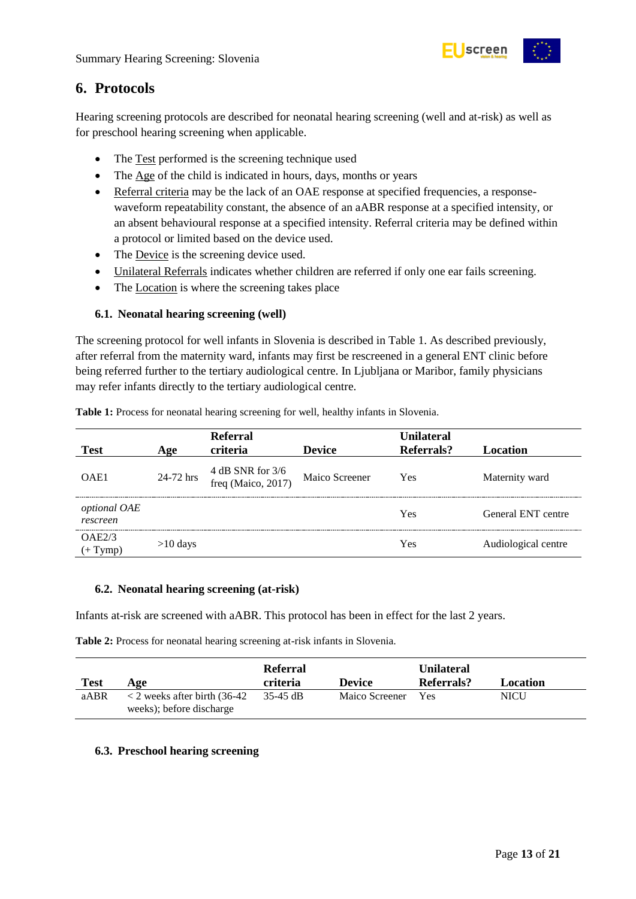## 6. Protocols

Hearing screening protocols are described for neonatal hearing screening (well and at-risk) as well as for preschool hearing screening when applicable.

- The Test performed is the screening technique used
- The Age of the child is indicated in hours, days, months or years
- Referral criteria may be the lack of an OAE response at specified frequencies, a response-waveform repeatability constant, the absence of an aABR response at a specified intensity, or an absent behavioural response at a specified intensity. Referral criteria may be defined within a protocol or limited based on the device used.
- The Device is the screening device used.
- Unilateral Referrals indicates whether children are referred if only one ear fails screening.
- The Location is where the screening takes place

### 6.1. Neonatal hearing screening (well)

The screening protocol for well infants in Slovenia is described in Table 1. As described previously, after referral from the maternity ward, infants may first be rescreened in a general ENT clinic before being referred further to the tertiary audiological centre. In Ljubljana or Maribor, family physicians may refer infants directly to the tertiary audiological centre.

**Table 1:** Process for neonatal hearing screening for well, healthy infants in Slovenia.

| Test | Age | Referral criteria | Device | Unilateral Referrals? | Location |
|---|---|---|---|---|---|
| OAE1 | 24-72 hrs | 4 dB SNR for 3/6 freq (Maico, 2017) | Maico Screener | Yes | Maternity ward |
| *optional OAE rescreen* | | | | Yes | General ENT centre |
| OAE2/3 (+ Tymp) | >10 days | | | Yes | Audiological centre |

### 6.2. Neonatal hearing screening (at-risk)

Infants at-risk are screened with aABR. This protocol has been in effect for the last 2 years.

**Table 2:** Process for neonatal hearing screening at-risk infants in Slovenia.

| Test | Age | Referral criteria | Device | Unilateral Referrals? | Location |
|---|---|---|---|---|---|
| aABR | < 2 weeks after birth (36-42 weeks); before discharge | 35-45 dB | Maico Screener | Yes | NICU |

### 6.3. Preschool hearing screening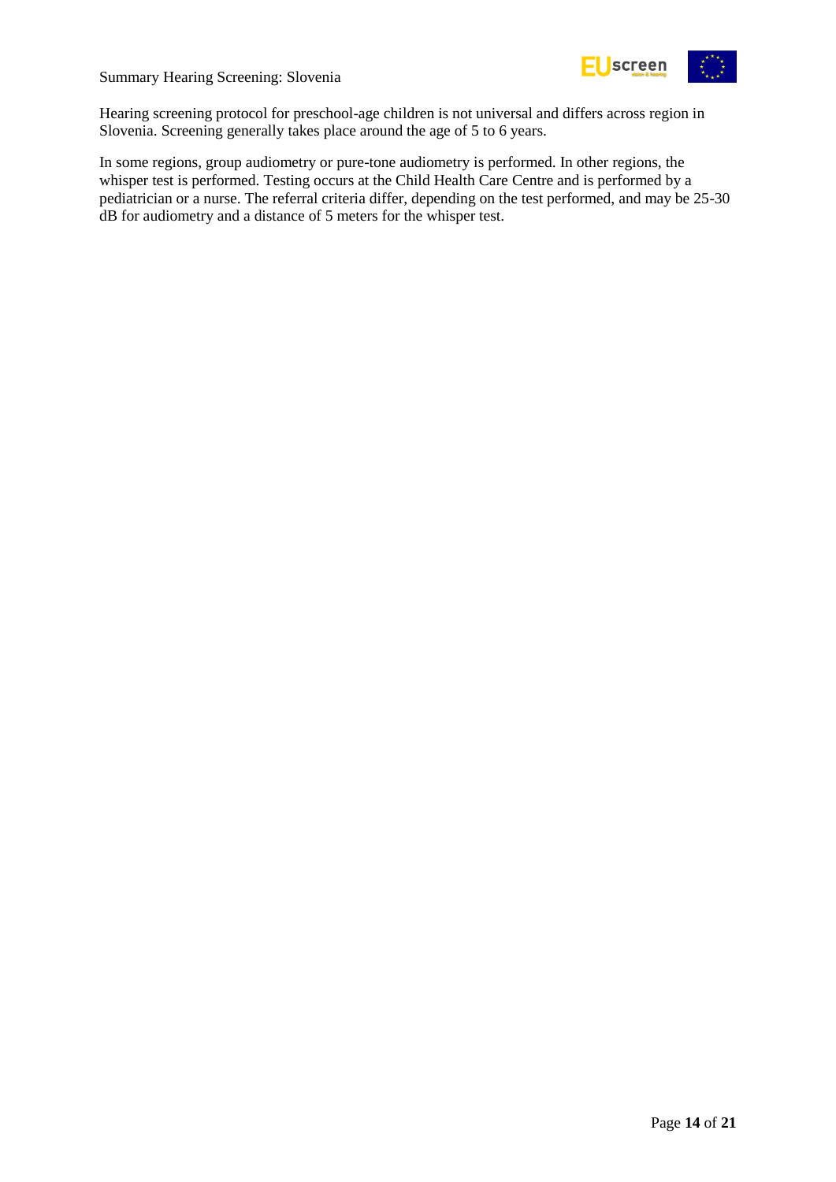Hearing screening protocol for preschool-age children is not universal and differs across region in Slovenia. Screening generally takes place around the age of 5 to 6 years.

In some regions, group audiometry or pure-tone audiometry is performed. In other regions, the whisper test is performed. Testing occurs at the Child Health Care Centre and is performed by a pediatrician or a nurse. The referral criteria differ, depending on the test performed, and may be 25-30 dB for audiometry and a distance of 5 meters for the whisper test.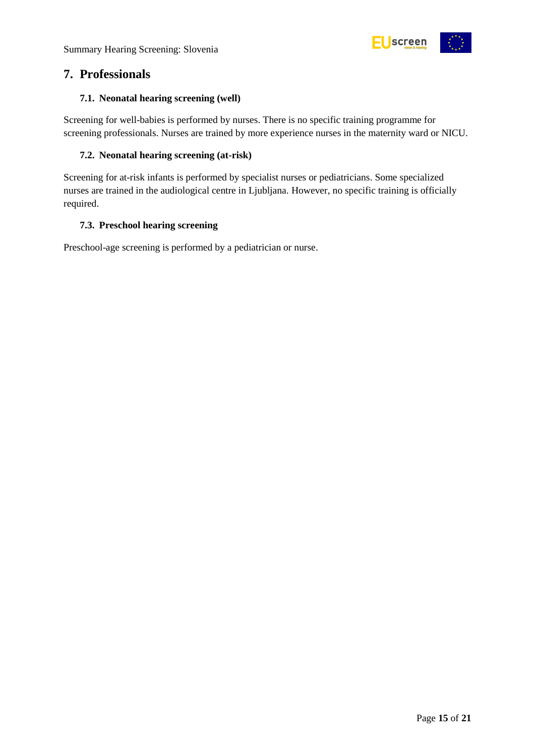## 7. Professionals

### 7.1. Neonatal hearing screening (well)

Screening for well-babies is performed by nurses. There is no specific training programme for screening professionals. Nurses are trained by more experience nurses in the maternity ward or NICU.

### 7.2. Neonatal hearing screening (at-risk)

Screening for at-risk infants is performed by specialist nurses or pediatricians. Some specialized nurses are trained in the audiological centre in Ljubljana. However, no specific training is officially required.

### 7.3. Preschool hearing screening

Preschool-age screening is performed by a pediatrician or nurse.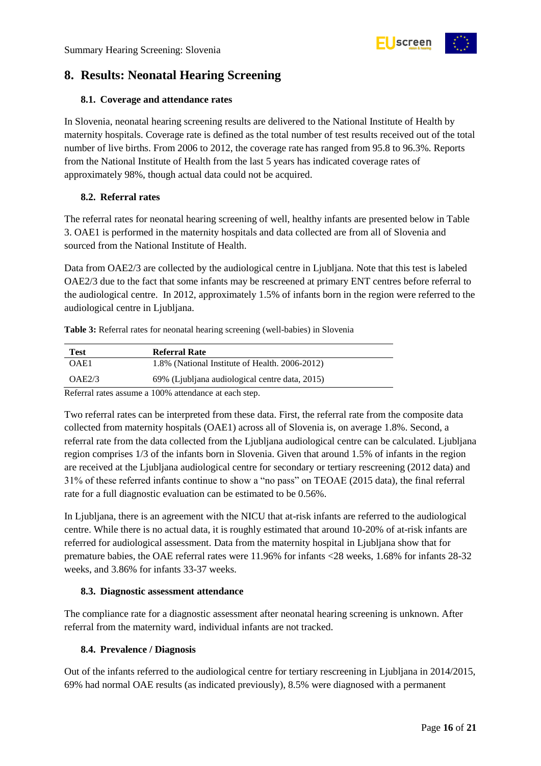# 8. Results: Neonatal Hearing Screening

## 8.1. Coverage and attendance rates

In Slovenia, neonatal hearing screening results are delivered to the National Institute of Health by maternity hospitals. Coverage rate is defined as the total number of test results received out of the total number of live births. From 2006 to 2012, the coverage rate has ranged from 95.8 to 96.3%. Reports from the National Institute of Health from the last 5 years has indicated coverage rates of approximately 98%, though actual data could not be acquired.

## 8.2. Referral rates

The referral rates for neonatal hearing screening of well, healthy infants are presented below in Table 3. OAE1 is performed in the maternity hospitals and data collected are from all of Slovenia and sourced from the National Institute of Health.

Data from OAE2/3 are collected by the audiological centre in Ljubljana. Note that this test is labeled OAE2/3 due to the fact that some infants may be rescreened at primary ENT centres before referral to the audiological centre. In 2012, approximately 1.5% of infants born in the region were referred to the audiological centre in Ljubljana.

**Table 3:** Referral rates for neonatal hearing screening (well-babies) in Slovenia

| Test | Referral Rate |
|---|---|
| OAE1 | 1.8% (National Institute of Health. 2006-2012) |
| OAE2/3 | 69% (Ljubljana audiological centre data, 2015) |

Referral rates assume a 100% attendance at each step.

Two referral rates can be interpreted from these data. First, the referral rate from the composite data collected from maternity hospitals (OAE1) across all of Slovenia is, on average 1.8%. Second, a referral rate from the data collected from the Ljubljana audiological centre can be calculated. Ljubljana region comprises 1/3 of the infants born in Slovenia. Given that around 1.5% of infants in the region are received at the Ljubljana audiological centre for secondary or tertiary rescreening (2012 data) and 31% of these referred infants continue to show a "no pass" on TEOAE (2015 data), the final referral rate for a full diagnostic evaluation can be estimated to be 0.56%.

In Ljubljana, there is an agreement with the NICU that at-risk infants are referred to the audiological centre. While there is no actual data, it is roughly estimated that around 10-20% of at-risk infants are referred for audiological assessment. Data from the maternity hospital in Ljubljana show that for premature babies, the OAE referral rates were 11.96% for infants <28 weeks, 1.68% for infants 28-32 weeks, and 3.86% for infants 33-37 weeks.

## 8.3. Diagnostic assessment attendance

The compliance rate for a diagnostic assessment after neonatal hearing screening is unknown. After referral from the maternity ward, individual infants are not tracked.

## 8.4. Prevalence / Diagnosis

Out of the infants referred to the audiological centre for tertiary rescreening in Ljubljana in 2014/2015, 69% had normal OAE results (as indicated previously), 8.5% were diagnosed with a permanent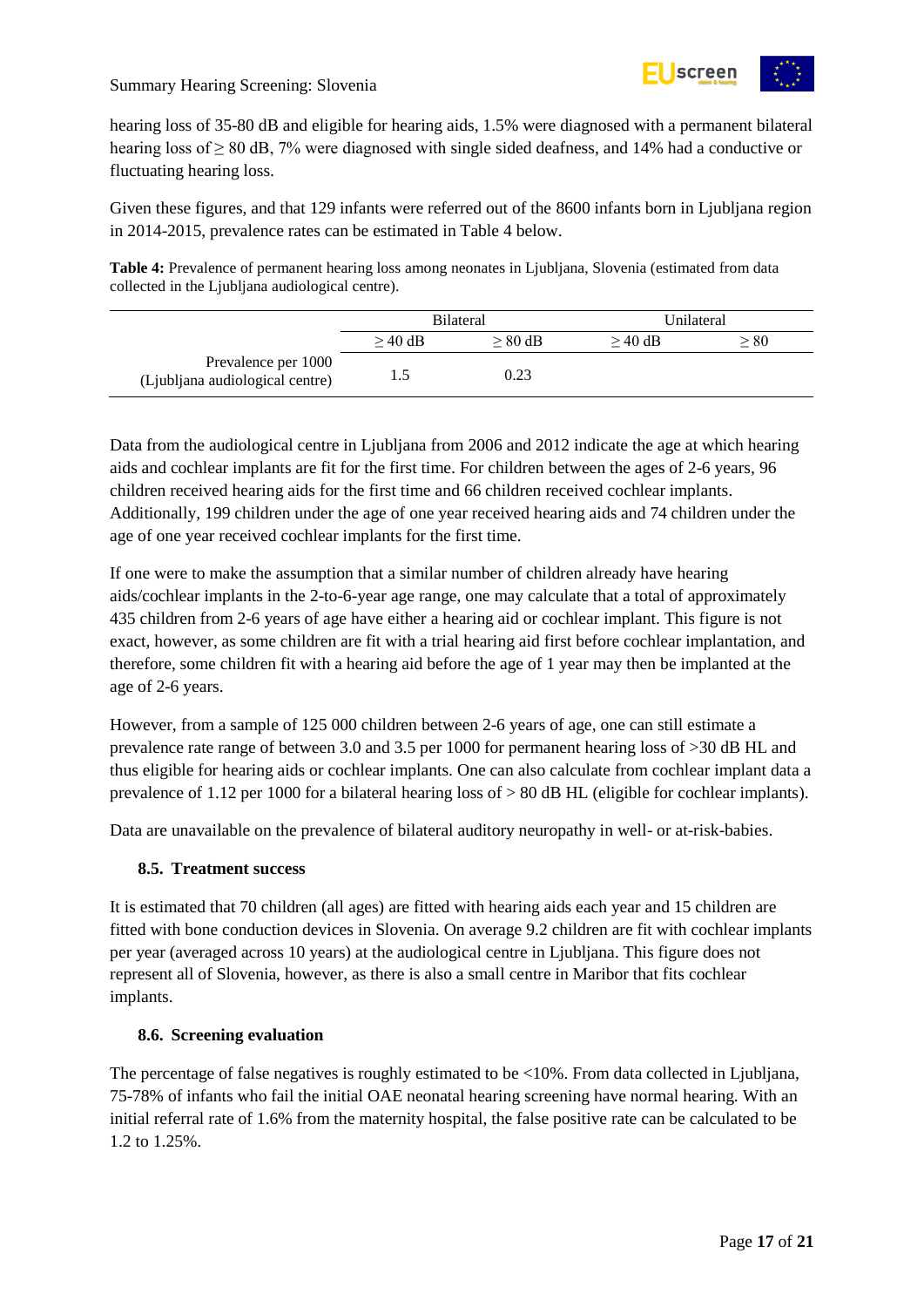hearing loss of 35-80 dB and eligible for hearing aids, 1.5% were diagnosed with a permanent bilateral hearing loss of ≥ 80 dB, 7% were diagnosed with single sided deafness, and 14% had a conductive or fluctuating hearing loss.

Given these figures, and that 129 infants were referred out of the 8600 infants born in Ljubljana region in 2014-2015, prevalence rates can be estimated in Table 4 below.

**Table 4:** Prevalence of permanent hearing loss among neonates in Ljubljana, Slovenia (estimated from data collected in the Ljubljana audiological centre).

| | Bilateral | | Unilateral | |
|---|---|---|---|---|
| | ≥ 40 dB | ≥ 80 dB | ≥ 40 dB | ≥ 80 |
| Prevalence per 1000 (Ljubljana audiological centre) | 1.5 | 0.23 | | |

Data from the audiological centre in Ljubljana from 2006 and 2012 indicate the age at which hearing aids and cochlear implants are fit for the first time. For children between the ages of 2-6 years, 96 children received hearing aids for the first time and 66 children received cochlear implants. Additionally, 199 children under the age of one year received hearing aids and 74 children under the age of one year received cochlear implants for the first time.

If one were to make the assumption that a similar number of children already have hearing aids/cochlear implants in the 2-to-6-year age range, one may calculate that a total of approximately 435 children from 2-6 years of age have either a hearing aid or cochlear implant. This figure is not exact, however, as some children are fit with a trial hearing aid first before cochlear implantation, and therefore, some children fit with a hearing aid before the age of 1 year may then be implanted at the age of 2-6 years.

However, from a sample of 125 000 children between 2-6 years of age, one can still estimate a prevalence rate range of between 3.0 and 3.5 per 1000 for permanent hearing loss of >30 dB HL and thus eligible for hearing aids or cochlear implants. One can also calculate from cochlear implant data a prevalence of 1.12 per 1000 for a bilateral hearing loss of > 80 dB HL (eligible for cochlear implants).

Data are unavailable on the prevalence of bilateral auditory neuropathy in well- or at-risk-babies.

### 8.5. Treatment success

It is estimated that 70 children (all ages) are fitted with hearing aids each year and 15 children are fitted with bone conduction devices in Slovenia. On average 9.2 children are fit with cochlear implants per year (averaged across 10 years) at the audiological centre in Ljubljana. This figure does not represent all of Slovenia, however, as there is also a small centre in Maribor that fits cochlear implants.

### 8.6. Screening evaluation

The percentage of false negatives is roughly estimated to be <10%. From data collected in Ljubljana, 75-78% of infants who fail the initial OAE neonatal hearing screening have normal hearing. With an initial referral rate of 1.6% from the maternity hospital, the false positive rate can be calculated to be 1.2 to 1.25%.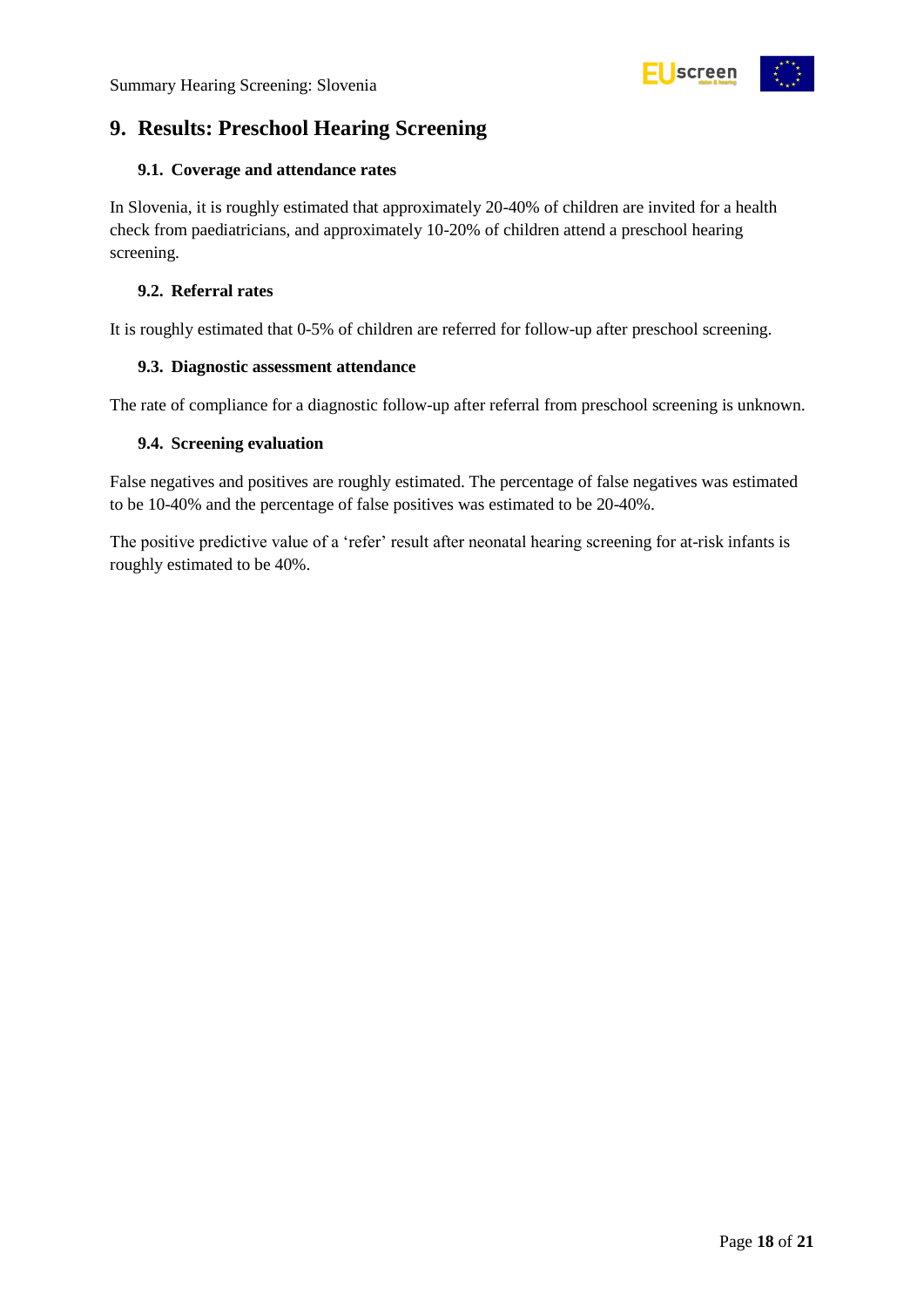# 9. Results: Preschool Hearing Screening

## 9.1. Coverage and attendance rates

In Slovenia, it is roughly estimated that approximately 20-40% of children are invited for a health check from paediatricians, and approximately 10-20% of children attend a preschool hearing screening.

## 9.2. Referral rates

It is roughly estimated that 0-5% of children are referred for follow-up after preschool screening.

## 9.3. Diagnostic assessment attendance

The rate of compliance for a diagnostic follow-up after referral from preschool screening is unknown.

## 9.4. Screening evaluation

False negatives and positives are roughly estimated. The percentage of false negatives was estimated to be 10-40% and the percentage of false positives was estimated to be 20-40%.

The positive predictive value of a 'refer' result after neonatal hearing screening for at-risk infants is roughly estimated to be 40%.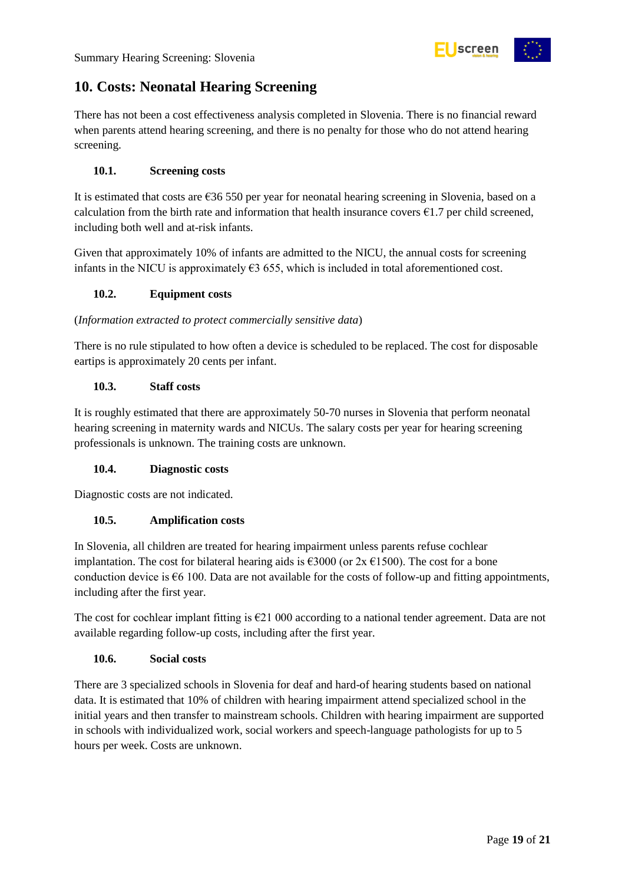## 10. Costs: Neonatal Hearing Screening

There has not been a cost effectiveness analysis completed in Slovenia. There is no financial reward when parents attend hearing screening, and there is no penalty for those who do not attend hearing screening.

### 10.1. Screening costs

It is estimated that costs are €36 550 per year for neonatal hearing screening in Slovenia, based on a calculation from the birth rate and information that health insurance covers €1.7 per child screened, including both well and at-risk infants.

Given that approximately 10% of infants are admitted to the NICU, the annual costs for screening infants in the NICU is approximately €3 655, which is included in total aforementioned cost.

### 10.2. Equipment costs

(*Information extracted to protect commercially sensitive data*)

There is no rule stipulated to how often a device is scheduled to be replaced. The cost for disposable eartips is approximately 20 cents per infant.

### 10.3. Staff costs

It is roughly estimated that there are approximately 50-70 nurses in Slovenia that perform neonatal hearing screening in maternity wards and NICUs. The salary costs per year for hearing screening professionals is unknown. The training costs are unknown.

### 10.4. Diagnostic costs

Diagnostic costs are not indicated.

### 10.5. Amplification costs

In Slovenia, all children are treated for hearing impairment unless parents refuse cochlear implantation. The cost for bilateral hearing aids is €3000 (or 2x €1500). The cost for a bone conduction device is €6 100. Data are not available for the costs of follow-up and fitting appointments, including after the first year.

The cost for cochlear implant fitting is €21 000 according to a national tender agreement. Data are not available regarding follow-up costs, including after the first year.

### 10.6. Social costs

There are 3 specialized schools in Slovenia for deaf and hard-of hearing students based on national data. It is estimated that 10% of children with hearing impairment attend specialized school in the initial years and then transfer to mainstream schools. Children with hearing impairment are supported in schools with individualized work, social workers and speech-language pathologists for up to 5 hours per week. Costs are unknown.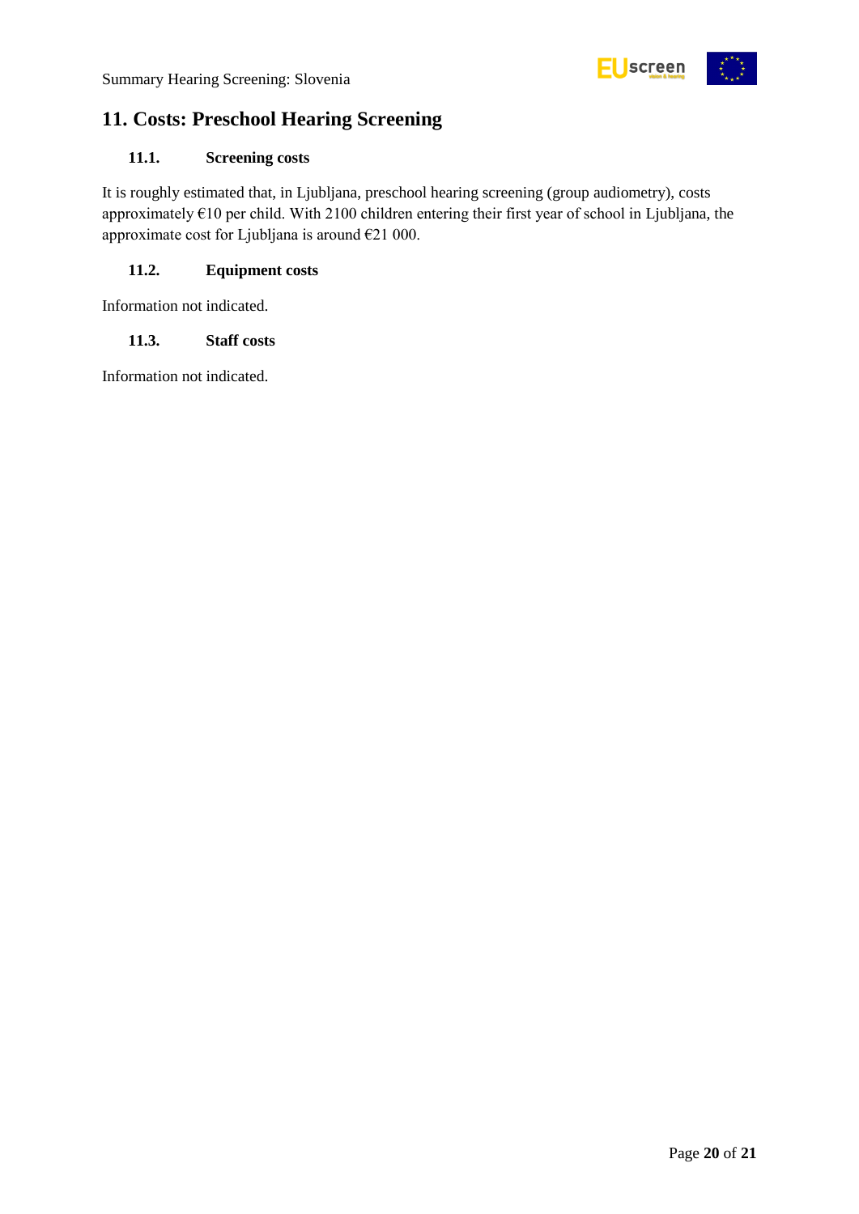## 11. Costs: Preschool Hearing Screening

### 11.1. Screening costs

It is roughly estimated that, in Ljubljana, preschool hearing screening (group audiometry), costs approximately €10 per child. With 2100 children entering their first year of school in Ljubljana, the approximate cost for Ljubljana is around €21 000.

### 11.2. Equipment costs

Information not indicated.

### 11.3. Staff costs

Information not indicated.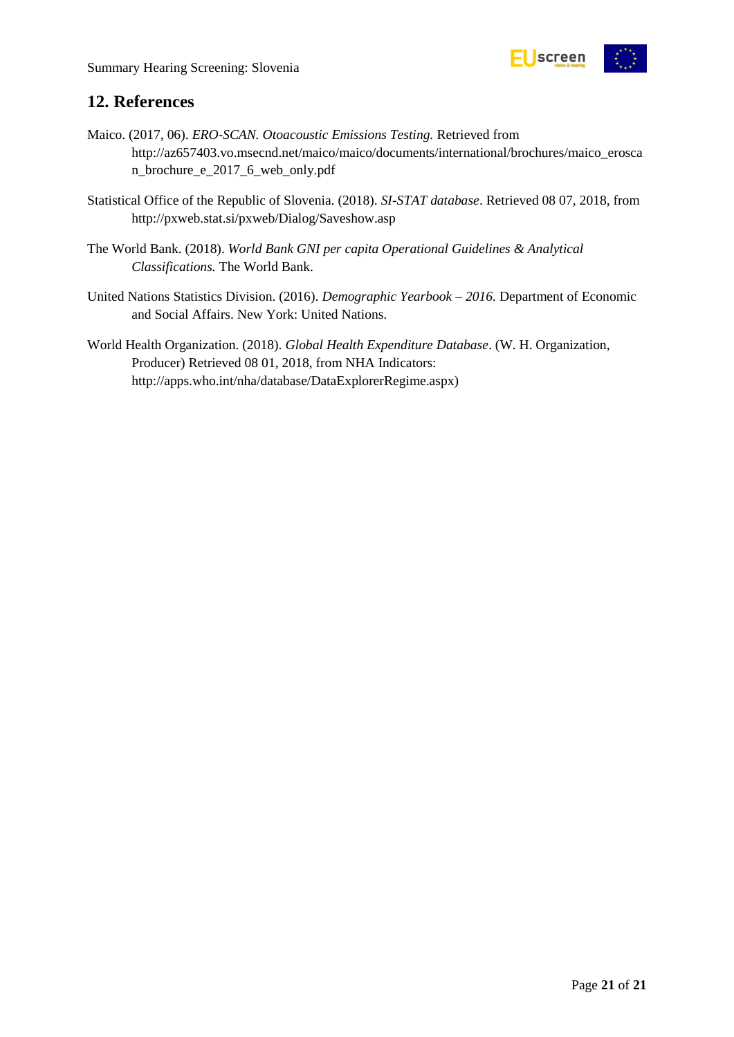## 12. References

Maico. (2017, 06). *ERO-SCAN. Otoacoustic Emissions Testing.* Retrieved from http://az657403.vo.msecnd.net/maico/maico/documents/international/brochures/maico_eroscan_brochure_e_2017_6_web_only.pdf

Statistical Office of the Republic of Slovenia. (2018). *SI-STAT database*. Retrieved 08 07, 2018, from http://pxweb.stat.si/pxweb/Dialog/Saveshow.asp

The World Bank. (2018). *World Bank GNI per capita Operational Guidelines & Analytical Classifications.* The World Bank.

United Nations Statistics Division. (2016). *Demographic Yearbook – 2016.* Department of Economic and Social Affairs. New York: United Nations.

World Health Organization. (2018). *Global Health Expenditure Database*. (W. H. Organization, Producer) Retrieved 08 01, 2018, from NHA Indicators: http://apps.who.int/nha/database/DataExplorerRegime.aspx)